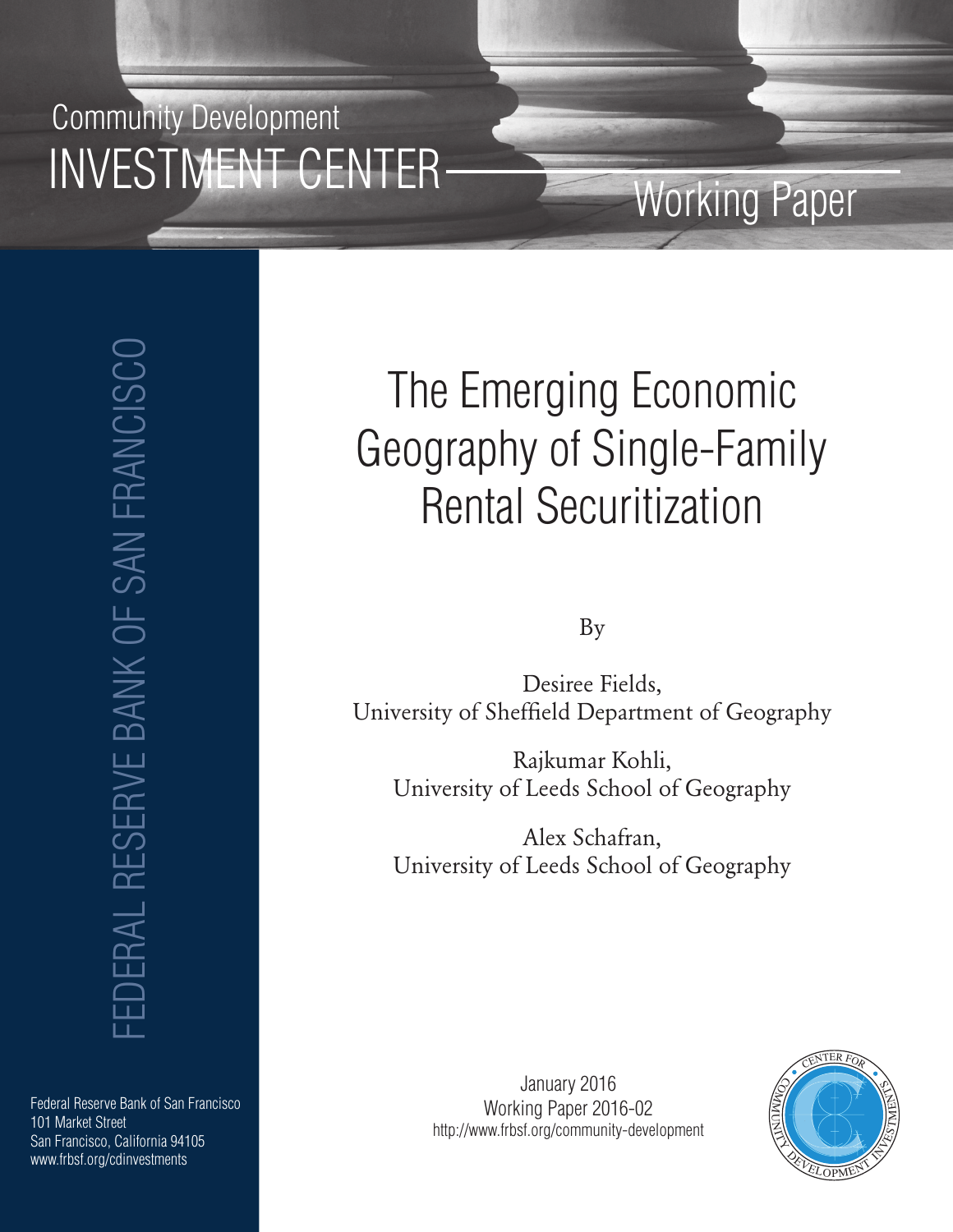Community Development

INVESTMENT CENTER

Working Paper

FEDERAL RESERVE BANK OF SAN FRANCISCO

# The Emerging Economic Geography of Single-Family Rental Securitization

By

Desiree Fields,
University of Sheffield Department of Geography

Rajkumar Kohli,
University of Leeds School of Geography

Alex Schafran,
University of Leeds School of Geography

January 2016
Working Paper 2016-02
http://www.frbsf.org/community-development

Federal Reserve Bank of San Francisco
101 Market Street
San Francisco, California 94105
www.frbsf.org/cdinvestments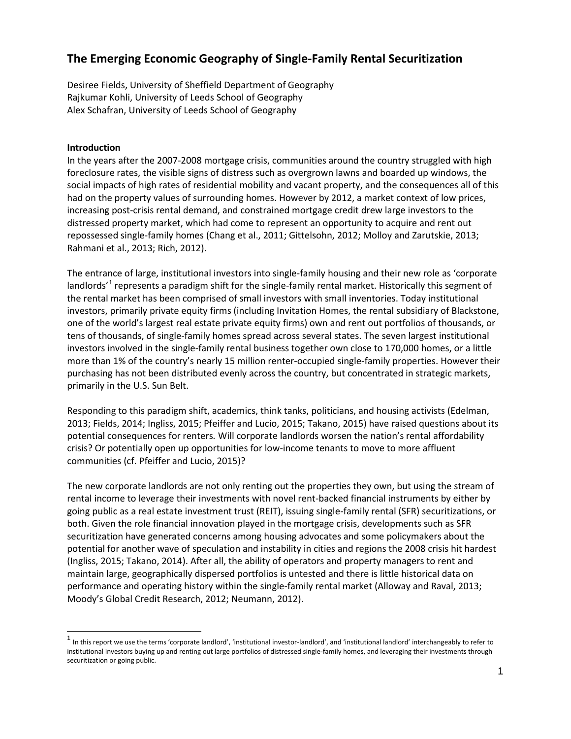# The Emerging Economic Geography of Single-Family Rental Securitization

Desiree Fields, University of Sheffield Department of Geography
Rajkumar Kohli, University of Leeds School of Geography
Alex Schafran, University of Leeds School of Geography

**Introduction**

In the years after the 2007-2008 mortgage crisis, communities around the country struggled with high foreclosure rates, the visible signs of distress such as overgrown lawns and boarded up windows, the social impacts of high rates of residential mobility and vacant property, and the consequences all of this had on the property values of surrounding homes. However by 2012, a market context of low prices, increasing post-crisis rental demand, and constrained mortgage credit drew large investors to the distressed property market, which had come to represent an opportunity to acquire and rent out repossessed single-family homes (Chang et al., 2011; Gittelsohn, 2012; Molloy and Zarutskie, 2013; Rahmani et al., 2013; Rich, 2012).

The entrance of large, institutional investors into single-family housing and their new role as 'corporate landlords'[1] represents a paradigm shift for the single-family rental market. Historically this segment of the rental market has been comprised of small investors with small inventories. Today institutional investors, primarily private equity firms (including Invitation Homes, the rental subsidiary of Blackstone, one of the world's largest real estate private equity firms) own and rent out portfolios of thousands, or tens of thousands, of single-family homes spread across several states. The seven largest institutional investors involved in the single-family rental business together own close to 170,000 homes, or a little more than 1% of the country's nearly 15 million renter-occupied single-family properties. However their purchasing has not been distributed evenly across the country, but concentrated in strategic markets, primarily in the U.S. Sun Belt.

Responding to this paradigm shift, academics, think tanks, politicians, and housing activists (Edelman, 2013; Fields, 2014; Ingliss, 2015; Pfeiffer and Lucio, 2015; Takano, 2015) have raised questions about its potential consequences for renters. Will corporate landlords worsen the nation's rental affordability crisis? Or potentially open up opportunities for low-income tenants to move to more affluent communities (cf. Pfeiffer and Lucio, 2015)?

The new corporate landlords are not only renting out the properties they own, but using the stream of rental income to leverage their investments with novel rent-backed financial instruments by either by going public as a real estate investment trust (REIT), issuing single-family rental (SFR) securitizations, or both. Given the role financial innovation played in the mortgage crisis, developments such as SFR securitization have generated concerns among housing advocates and some policymakers about the potential for another wave of speculation and instability in cities and regions the 2008 crisis hit hardest (Ingliss, 2015; Takano, 2014). After all, the ability of operators and property managers to rent and maintain large, geographically dispersed portfolios is untested and there is little historical data on performance and operating history within the single-family rental market (Alloway and Raval, 2013; Moody's Global Credit Research, 2012; Neumann, 2012).

[1] In this report we use the terms 'corporate landlord', 'institutional investor-landlord', and 'institutional landlord' interchangeably to refer to institutional investors buying up and renting out large portfolios of distressed single-family homes, and leveraging their investments through securitization or going public.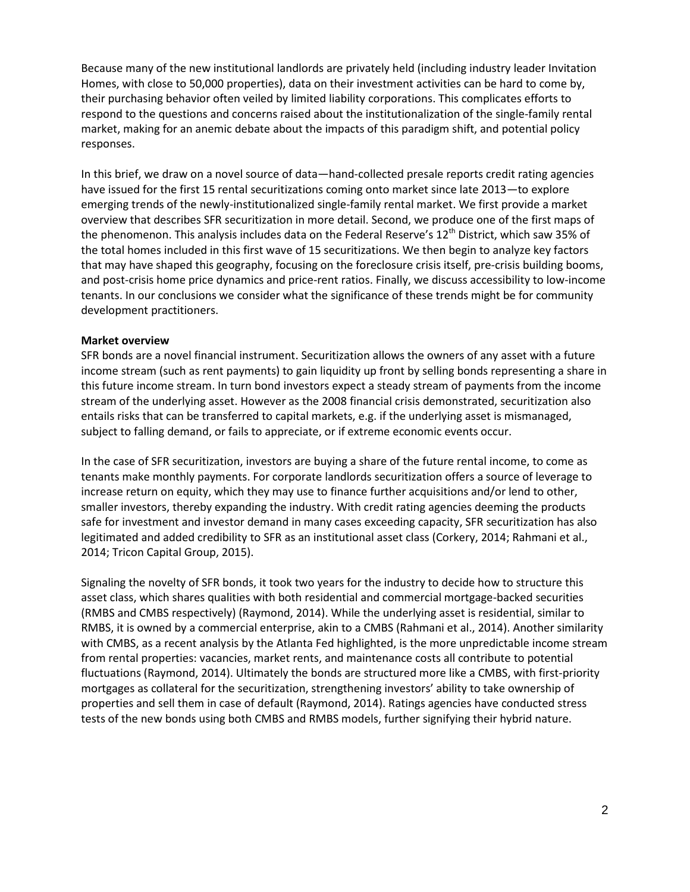Because many of the new institutional landlords are privately held (including industry leader Invitation Homes, with close to 50,000 properties), data on their investment activities can be hard to come by, their purchasing behavior often veiled by limited liability corporations. This complicates efforts to respond to the questions and concerns raised about the institutionalization of the single-family rental market, making for an anemic debate about the impacts of this paradigm shift, and potential policy responses.

In this brief, we draw on a novel source of data—hand-collected presale reports credit rating agencies have issued for the first 15 rental securitizations coming onto market since late 2013—to explore emerging trends of the newly-institutionalized single-family rental market. We first provide a market overview that describes SFR securitization in more detail. Second, we produce one of the first maps of the phenomenon. This analysis includes data on the Federal Reserve's 12th District, which saw 35% of the total homes included in this first wave of 15 securitizations. We then begin to analyze key factors that may have shaped this geography, focusing on the foreclosure crisis itself, pre-crisis building booms, and post-crisis home price dynamics and price-rent ratios. Finally, we discuss accessibility to low-income tenants. In our conclusions we consider what the significance of these trends might be for community development practitioners.

**Market overview**

SFR bonds are a novel financial instrument. Securitization allows the owners of any asset with a future income stream (such as rent payments) to gain liquidity up front by selling bonds representing a share in this future income stream. In turn bond investors expect a steady stream of payments from the income stream of the underlying asset. However as the 2008 financial crisis demonstrated, securitization also entails risks that can be transferred to capital markets, e.g. if the underlying asset is mismanaged, subject to falling demand, or fails to appreciate, or if extreme economic events occur.

In the case of SFR securitization, investors are buying a share of the future rental income, to come as tenants make monthly payments. For corporate landlords securitization offers a source of leverage to increase return on equity, which they may use to finance further acquisitions and/or lend to other, smaller investors, thereby expanding the industry. With credit rating agencies deeming the products safe for investment and investor demand in many cases exceeding capacity, SFR securitization has also legitimated and added credibility to SFR as an institutional asset class (Corkery, 2014; Rahmani et al., 2014; Tricon Capital Group, 2015).

Signaling the novelty of SFR bonds, it took two years for the industry to decide how to structure this asset class, which shares qualities with both residential and commercial mortgage-backed securities (RMBS and CMBS respectively) (Raymond, 2014). While the underlying asset is residential, similar to RMBS, it is owned by a commercial enterprise, akin to a CMBS (Rahmani et al., 2014). Another similarity with CMBS, as a recent analysis by the Atlanta Fed highlighted, is the more unpredictable income stream from rental properties: vacancies, market rents, and maintenance costs all contribute to potential fluctuations (Raymond, 2014). Ultimately the bonds are structured more like a CMBS, with first-priority mortgages as collateral for the securitization, strengthening investors' ability to take ownership of properties and sell them in case of default (Raymond, 2014). Ratings agencies have conducted stress tests of the new bonds using both CMBS and RMBS models, further signifying their hybrid nature.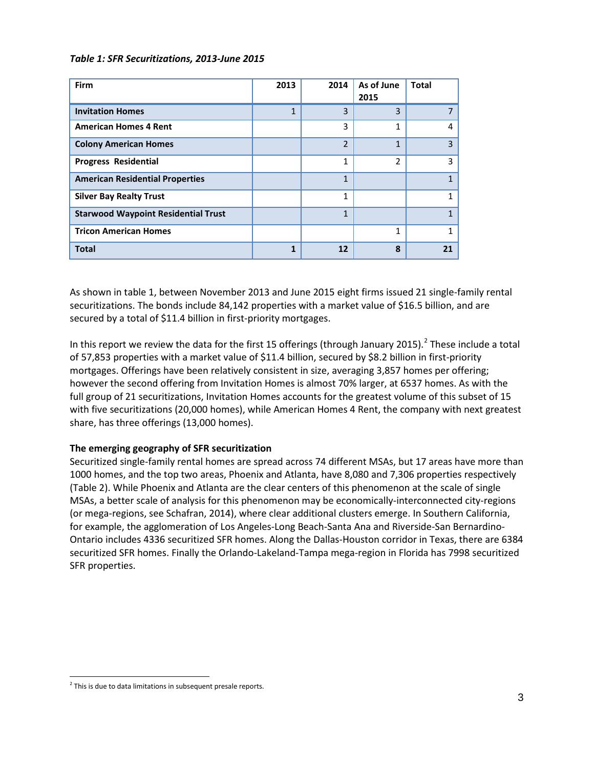*Table 1: SFR Securitizations, 2013-June 2015*

| Firm | 2013 | 2014 | As of June 2015 | Total |
|---|---|---|---|---|
| **Invitation Homes** | 1 | 3 | 3 | 7 |
| **American Homes 4 Rent** | | 3 | 1 | 4 |
| **Colony American Homes** | | 2 | 1 | 3 |
| **Progress Residential** | | 1 | 2 | 3 |
| **American Residential Properties** | | 1 | | 1 |
| **Silver Bay Realty Trust** | | 1 | | 1 |
| **Starwood Waypoint Residential Trust** | | 1 | | 1 |
| **Tricon American Homes** | | | 1 | 1 |
| **Total** | **1** | **12** | **8** | **21** |

As shown in table 1, between November 2013 and June 2015 eight firms issued 21 single-family rental securitizations. The bonds include 84,142 properties with a market value of $16.5 billion, and are secured by a total of $11.4 billion in first-priority mortgages.

In this report we review the data for the first 15 offerings (through January 2015).[2] These include a total of 57,853 properties with a market value of $11.4 billion, secured by $8.2 billion in first-priority mortgages. Offerings have been relatively consistent in size, averaging 3,857 homes per offering; however the second offering from Invitation Homes is almost 70% larger, at 6537 homes. As with the full group of 21 securitizations, Invitation Homes accounts for the greatest volume of this subset of 15 with five securitizations (20,000 homes), while American Homes 4 Rent, the company with next greatest share, has three offerings (13,000 homes).

**The emerging geography of SFR securitization**

Securitized single-family rental homes are spread across 74 different MSAs, but 17 areas have more than 1000 homes, and the top two areas, Phoenix and Atlanta, have 8,080 and 7,306 properties respectively (Table 2). While Phoenix and Atlanta are the clear centers of this phenomenon at the scale of single MSAs, a better scale of analysis for this phenomenon may be economically-interconnected city-regions (or mega-regions, see Schafran, 2014), where clear additional clusters emerge. In Southern California, for example, the agglomeration of Los Angeles-Long Beach-Santa Ana and Riverside-San Bernardino-Ontario includes 4336 securitized SFR homes. Along the Dallas-Houston corridor in Texas, there are 6384 securitized SFR homes. Finally the Orlando-Lakeland-Tampa mega-region in Florida has 7998 securitized SFR properties.

[2] This is due to data limitations in subsequent presale reports.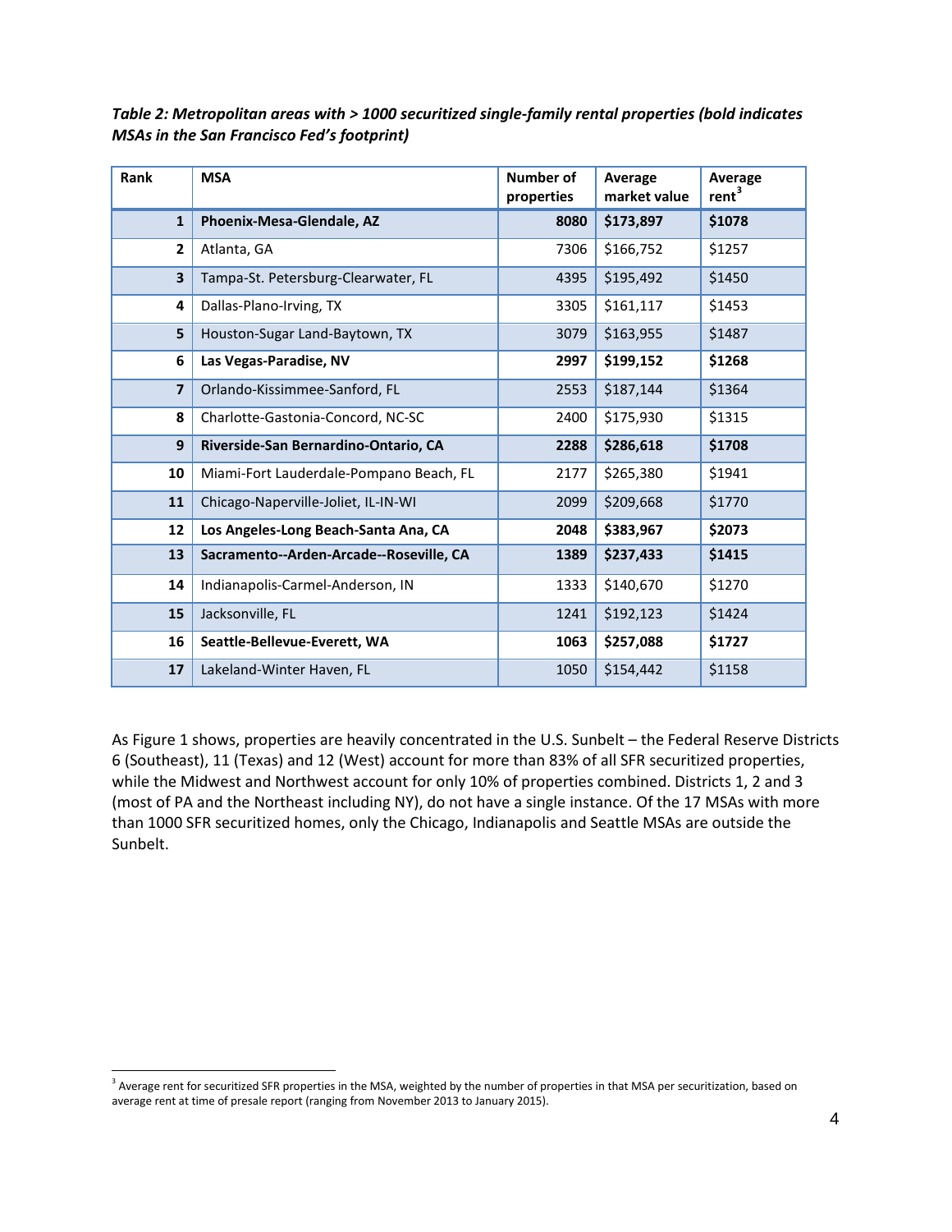***Table 2: Metropolitan areas with > 1000 securitized single-family rental properties (bold indicates MSAs in the San Francisco Fed's footprint)***

| Rank | MSA | Number of properties | Average market value | Average rent[3] |
|---|---|---|---|---|
| 1 | **Phoenix-Mesa-Glendale, AZ** | **8080** | **$173,897** | **$1078** |
| 2 | Atlanta, GA | 7306 | $166,752 | $1257 |
| 3 | Tampa-St. Petersburg-Clearwater, FL | 4395 | $195,492 | $1450 |
| 4 | Dallas-Plano-Irving, TX | 3305 | $161,117 | $1453 |
| 5 | Houston-Sugar Land-Baytown, TX | 3079 | $163,955 | $1487 |
| 6 | **Las Vegas-Paradise, NV** | **2997** | **$199,152** | **$1268** |
| 7 | Orlando-Kissimmee-Sanford, FL | 2553 | $187,144 | $1364 |
| 8 | Charlotte-Gastonia-Concord, NC-SC | 2400 | $175,930 | $1315 |
| 9 | **Riverside-San Bernardino-Ontario, CA** | **2288** | **$286,618** | **$1708** |
| 10 | Miami-Fort Lauderdale-Pompano Beach, FL | 2177 | $265,380 | $1941 |
| 11 | Chicago-Naperville-Joliet, IL-IN-WI | 2099 | $209,668 | $1770 |
| 12 | **Los Angeles-Long Beach-Santa Ana, CA** | **2048** | **$383,967** | **$2073** |
| 13 | **Sacramento--Arden-Arcade--Roseville, CA** | **1389** | **$237,433** | **$1415** |
| 14 | Indianapolis-Carmel-Anderson, IN | 1333 | $140,670 | $1270 |
| 15 | Jacksonville, FL | 1241 | $192,123 | $1424 |
| 16 | **Seattle-Bellevue-Everett, WA** | **1063** | **$257,088** | **$1727** |
| 17 | Lakeland-Winter Haven, FL | 1050 | $154,442 | $1158 |

As Figure 1 shows, properties are heavily concentrated in the U.S. Sunbelt – the Federal Reserve Districts 6 (Southeast), 11 (Texas) and 12 (West) account for more than 83% of all SFR securitized properties, while the Midwest and Northwest account for only 10% of properties combined. Districts 1, 2 and 3 (most of PA and the Northeast including NY), do not have a single instance. Of the 17 MSAs with more than 1000 SFR securitized homes, only the Chicago, Indianapolis and Seattle MSAs are outside the Sunbelt.

[3] Average rent for securitized SFR properties in the MSA, weighted by the number of properties in that MSA per securitization, based on average rent at time of presale report (ranging from November 2013 to January 2015).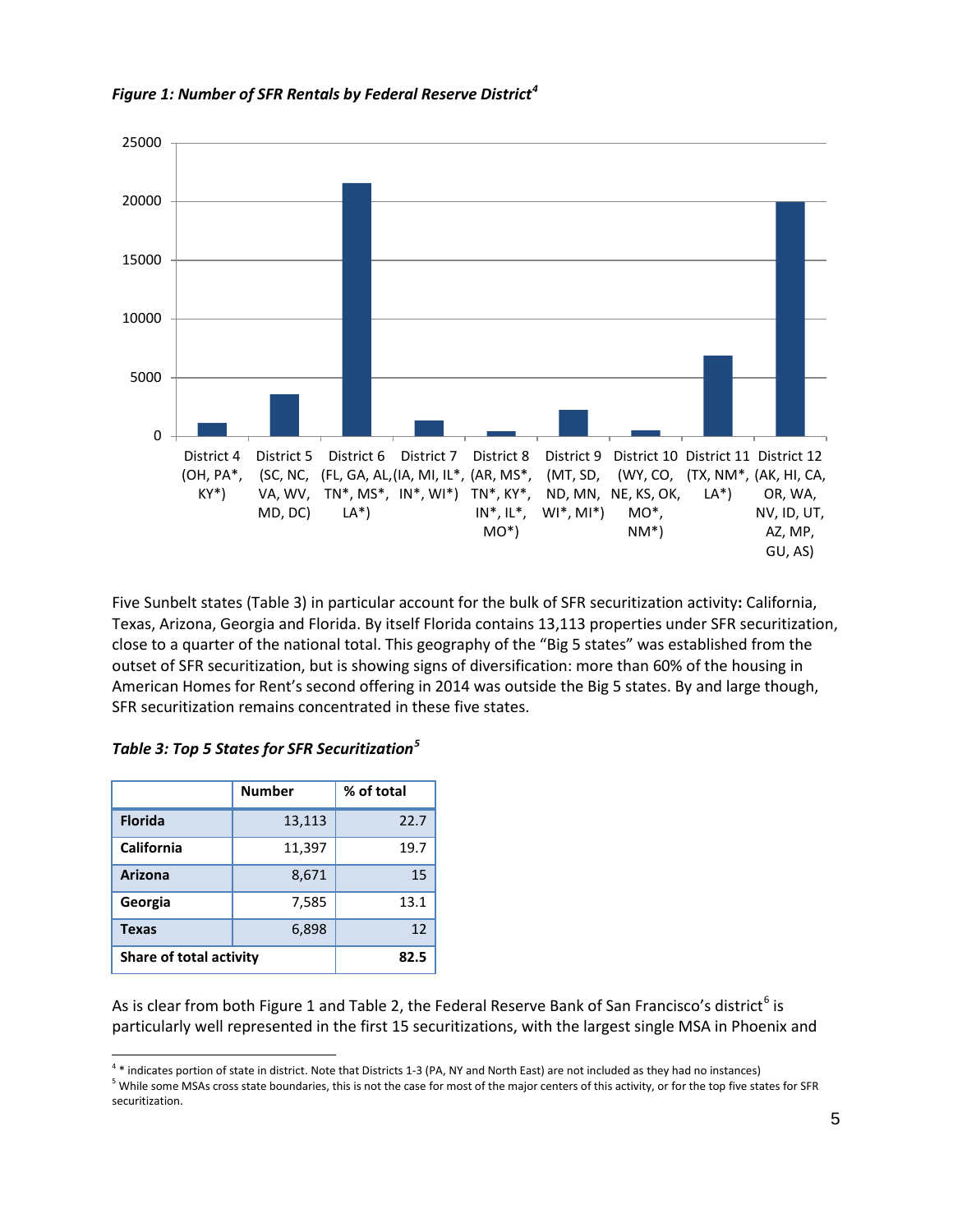*Figure 1: Number of SFR Rentals by Federal Reserve District[4]*

| District | Approx. number |
|---|---|
| District 4 (OH, PA*, KY*) | |
| District 5 (SC, NC, VA, WV, MD, DC) | |
| District 6 (FL, GA, AL, TN*, MS*, LA*) | |
| District 7 (IA, MI, IL*, IN*, WI*) | |
| District 8 (AR, MS*, TN*, KY*, IN*, IL*, MO*) | |
| District 9 (MT, SD, ND, MN, WI*, MI*) | |
| District 10 (WY, CO, NE, KS, OK, MO*, NM*) | |
| District 11 (TX, NM*, LA*) | |
| District 12 (AK, HI, CA, OR, WA, NV, ID, UT, AZ, MP, GU, AS) | |

Five Sunbelt states (Table 3) in particular account for the bulk of SFR securitization activity**:** California, Texas, Arizona, Georgia and Florida. By itself Florida contains 13,113 properties under SFR securitization, close to a quarter of the national total. This geography of the "Big 5 states" was established from the outset of SFR securitization, but is showing signs of diversification: more than 60% of the housing in American Homes for Rent's second offering in 2014 was outside the Big 5 states. By and large though, SFR securitization remains concentrated in these five states.

*Table 3: Top 5 States for SFR Securitization[5]*

| | Number | % of total |
|---|---|---|
| **Florida** | 13,113 | 22.7 |
| **California** | 11,397 | 19.7 |
| **Arizona** | 8,671 | 15 |
| **Georgia** | 7,585 | 13.1 |
| **Texas** | 6,898 | 12 |
| **Share of total activity** | | **82.5** |

As is clear from both Figure 1 and Table 2, the Federal Reserve Bank of San Francisco's district[6] is particularly well represented in the first 15 securitizations, with the largest single MSA in Phoenix and

[4] * indicates portion of state in district. Note that Districts 1-3 (PA, NY and North East) are not included as they had no instances)

[5] While some MSAs cross state boundaries, this is not the case for most of the major centers of this activity, or for the top five states for SFR securitization.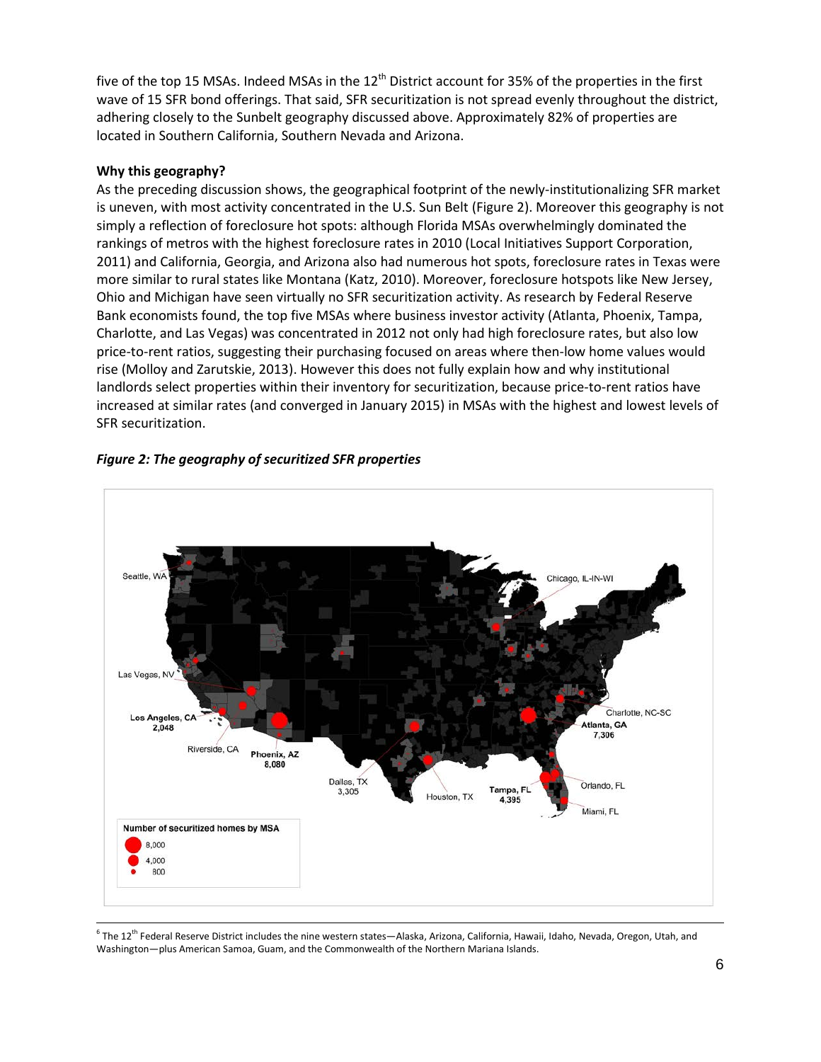five of the top 15 MSAs. Indeed MSAs in the 12th District account for 35% of the properties in the first wave of 15 SFR bond offerings. That said, SFR securitization is not spread evenly throughout the district, adhering closely to the Sunbelt geography discussed above. Approximately 82% of properties are located in Southern California, Southern Nevada and Arizona.

**Why this geography?**

As the preceding discussion shows, the geographical footprint of the newly-institutionalizing SFR market is uneven, with most activity concentrated in the U.S. Sun Belt (Figure 2). Moreover this geography is not simply a reflection of foreclosure hot spots: although Florida MSAs overwhelmingly dominated the rankings of metros with the highest foreclosure rates in 2010 (Local Initiatives Support Corporation, 2011) and California, Georgia, and Arizona also had numerous hot spots, foreclosure rates in Texas were more similar to rural states like Montana (Katz, 2010). Moreover, foreclosure hotspots like New Jersey, Ohio and Michigan have seen virtually no SFR securitization activity. As research by Federal Reserve Bank economists found, the top five MSAs where business investor activity (Atlanta, Phoenix, Tampa, Charlotte, and Las Vegas) was concentrated in 2012 not only had high foreclosure rates, but also low price-to-rent ratios, suggesting their purchasing focused on areas where then-low home values would rise (Molloy and Zarutskie, 2013). However this does not fully explain how and why institutional landlords select properties within their inventory for securitization, because price-to-rent ratios have increased at similar rates (and converged in January 2015) in MSAs with the highest and lowest levels of SFR securitization.

***Figure 2: The geography of securitized SFR properties***

[6] The 12th Federal Reserve District includes the nine western states—Alaska, Arizona, California, Hawaii, Idaho, Nevada, Oregon, Utah, and Washington—plus American Samoa, Guam, and the Commonwealth of the Northern Mariana Islands.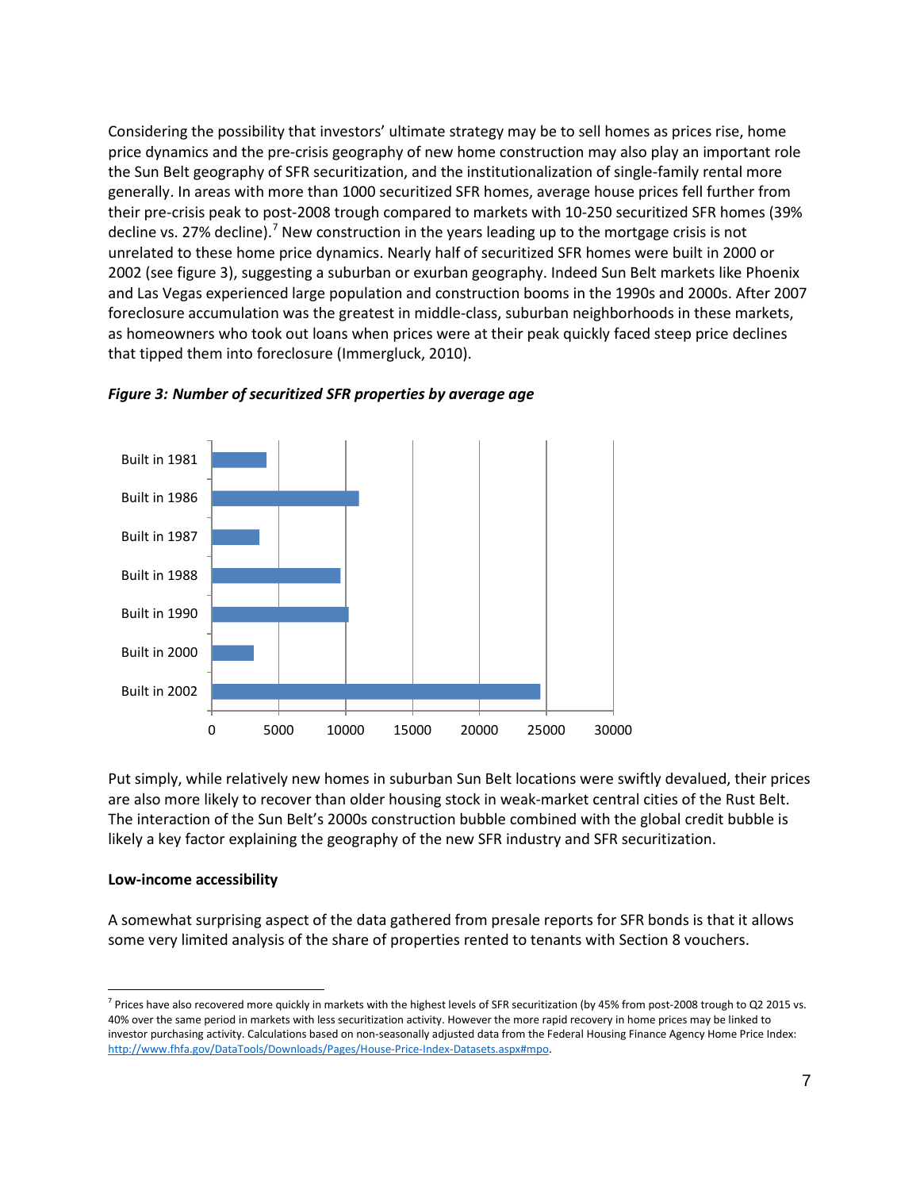Considering the possibility that investors' ultimate strategy may be to sell homes as prices rise, home price dynamics and the pre-crisis geography of new home construction may also play an important role the Sun Belt geography of SFR securitization, and the institutionalization of single-family rental more generally. In areas with more than 1000 securitized SFR homes, average house prices fell further from their pre-crisis peak to post-2008 trough compared to markets with 10-250 securitized SFR homes (39% decline vs. 27% decline).[7] New construction in the years leading up to the mortgage crisis is not unrelated to these home price dynamics. Nearly half of securitized SFR homes were built in 2000 or 2002 (see figure 3), suggesting a suburban or exurban geography. Indeed Sun Belt markets like Phoenix and Las Vegas experienced large population and construction booms in the 1990s and 2000s. After 2007 foreclosure accumulation was the greatest in middle-class, suburban neighborhoods in these markets, as homeowners who took out loans when prices were at their peak quickly faced steep price declines that tipped them into foreclosure (Immergluck, 2010).

***Figure 3: Number of securitized SFR properties by average age***

| | Number of securitized SFR properties (approx.) |
|---|---|
| Built in 1981 | ~4,000 |
| Built in 1986 | ~11,000 |
| Built in 1987 | ~3,500 |
| Built in 1988 | ~9,600 |
| Built in 1990 | ~10,200 |
| Built in 2000 | ~3,100 |
| Built in 2002 | ~24,500 |

Put simply, while relatively new homes in suburban Sun Belt locations were swiftly devalued, their prices are also more likely to recover than older housing stock in weak-market central cities of the Rust Belt. The interaction of the Sun Belt's 2000s construction bubble combined with the global credit bubble is likely a key factor explaining the geography of the new SFR industry and SFR securitization.

**Low-income accessibility**

A somewhat surprising aspect of the data gathered from presale reports for SFR bonds is that it allows some very limited analysis of the share of properties rented to tenants with Section 8 vouchers.

[7] Prices have also recovered more quickly in markets with the highest levels of SFR securitization (by 45% from post-2008 trough to Q2 2015 vs. 40% over the same period in markets with less securitization activity. However the more rapid recovery in home prices may be linked to investor purchasing activity. Calculations based on non-seasonally adjusted data from the Federal Housing Finance Agency Home Price Index: http://www.fhfa.gov/DataTools/Downloads/Pages/House-Price-Index-Datasets.aspx#mpo.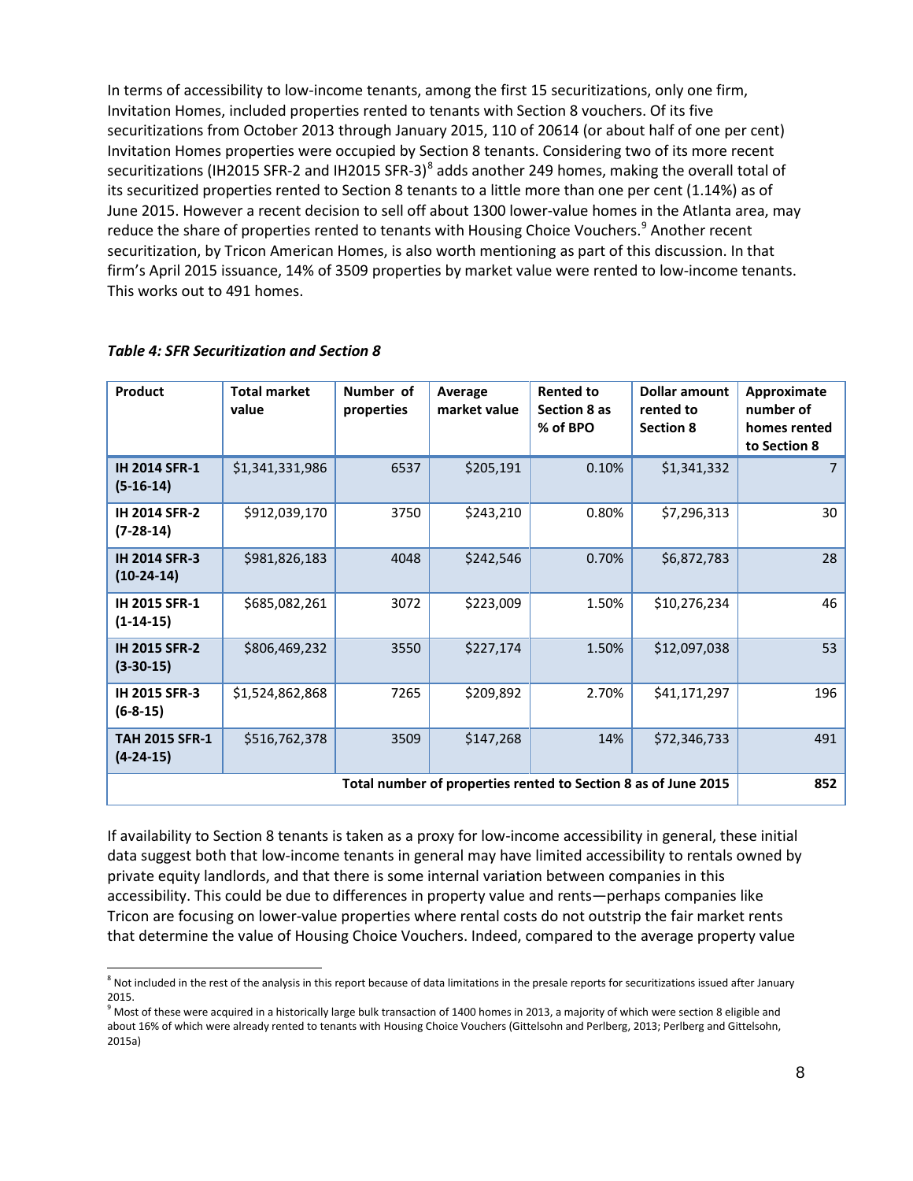In terms of accessibility to low-income tenants, among the first 15 securitizations, only one firm, Invitation Homes, included properties rented to tenants with Section 8 vouchers. Of its five securitizations from October 2013 through January 2015, 110 of 20614 (or about half of one per cent) Invitation Homes properties were occupied by Section 8 tenants. Considering two of its more recent securitizations (IH2015 SFR-2 and IH2015 SFR-3)[8] adds another 249 homes, making the overall total of its securitized properties rented to Section 8 tenants to a little more than one per cent (1.14%) as of June 2015. However a recent decision to sell off about 1300 lower-value homes in the Atlanta area, may reduce the share of properties rented to tenants with Housing Choice Vouchers.[9] Another recent securitization, by Tricon American Homes, is also worth mentioning as part of this discussion. In that firm's April 2015 issuance, 14% of 3509 properties by market value were rented to low-income tenants. This works out to 491 homes.

*Table 4: SFR Securitization and Section 8*

| Product | Total market value | Number of properties | Average market value | Rented to Section 8 as % of BPO | Dollar amount rented to Section 8 | Approximate number of homes rented to Section 8 |
|---|---|---|---|---|---|---|
| **IH 2014 SFR-1 (5-16-14)** | $1,341,331,986 | 6537 | $205,191 | 0.10% | $1,341,332 | 7 |
| **IH 2014 SFR-2 (7-28-14)** | $912,039,170 | 3750 | $243,210 | 0.80% | $7,296,313 | 30 |
| **IH 2014 SFR-3 (10-24-14)** | $981,826,183 | 4048 | $242,546 | 0.70% | $6,872,783 | 28 |
| **IH 2015 SFR-1 (1-14-15)** | $685,082,261 | 3072 | $223,009 | 1.50% | $10,276,234 | 46 |
| **IH 2015 SFR-2 (3-30-15)** | $806,469,232 | 3550 | $227,174 | 1.50% | $12,097,038 | 53 |
| **IH 2015 SFR-3 (6-8-15)** | $1,524,862,868 | 7265 | $209,892 | 2.70% | $41,171,297 | 196 |
| **TAH 2015 SFR-1 (4-24-15)** | $516,762,378 | 3509 | $147,268 | 14% | $72,346,733 | 491 |
| **Total number of properties rented to Section 8 as of June 2015** | | | | | | **852** |

If availability to Section 8 tenants is taken as a proxy for low-income accessibility in general, these initial data suggest both that low-income tenants in general may have limited accessibility to rentals owned by private equity landlords, and that there is some internal variation between companies in this accessibility. This could be due to differences in property value and rents—perhaps companies like Tricon are focusing on lower-value properties where rental costs do not outstrip the fair market rents that determine the value of Housing Choice Vouchers. Indeed, compared to the average property value

[8] Not included in the rest of the analysis in this report because of data limitations in the presale reports for securitizations issued after January 2015.

[9] Most of these were acquired in a historically large bulk transaction of 1400 homes in 2013, a majority of which were section 8 eligible and about 16% of which were already rented to tenants with Housing Choice Vouchers (Gittelsohn and Perlberg, 2013; Perlberg and Gittelsohn, 2015a)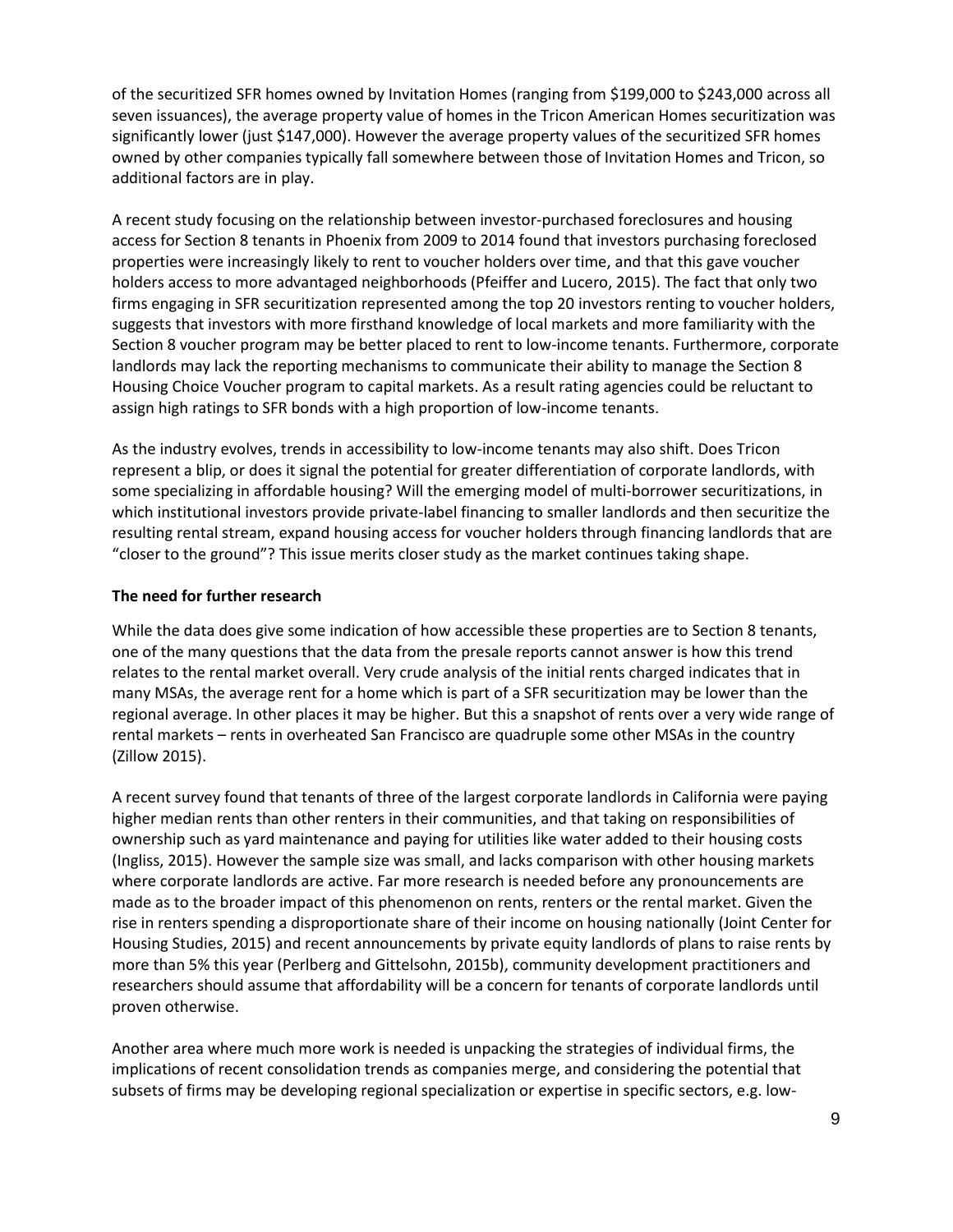of the securitized SFR homes owned by Invitation Homes (ranging from $199,000 to $243,000 across all seven issuances), the average property value of homes in the Tricon American Homes securitization was significantly lower (just $147,000). However the average property values of the securitized SFR homes owned by other companies typically fall somewhere between those of Invitation Homes and Tricon, so additional factors are in play.

A recent study focusing on the relationship between investor-purchased foreclosures and housing access for Section 8 tenants in Phoenix from 2009 to 2014 found that investors purchasing foreclosed properties were increasingly likely to rent to voucher holders over time, and that this gave voucher holders access to more advantaged neighborhoods (Pfeiffer and Lucero, 2015). The fact that only two firms engaging in SFR securitization represented among the top 20 investors renting to voucher holders, suggests that investors with more firsthand knowledge of local markets and more familiarity with the Section 8 voucher program may be better placed to rent to low-income tenants. Furthermore, corporate landlords may lack the reporting mechanisms to communicate their ability to manage the Section 8 Housing Choice Voucher program to capital markets. As a result rating agencies could be reluctant to assign high ratings to SFR bonds with a high proportion of low-income tenants.

As the industry evolves, trends in accessibility to low-income tenants may also shift. Does Tricon represent a blip, or does it signal the potential for greater differentiation of corporate landlords, with some specializing in affordable housing? Will the emerging model of multi-borrower securitizations, in which institutional investors provide private-label financing to smaller landlords and then securitize the resulting rental stream, expand housing access for voucher holders through financing landlords that are "closer to the ground"? This issue merits closer study as the market continues taking shape.

**The need for further research**

While the data does give some indication of how accessible these properties are to Section 8 tenants, one of the many questions that the data from the presale reports cannot answer is how this trend relates to the rental market overall. Very crude analysis of the initial rents charged indicates that in many MSAs, the average rent for a home which is part of a SFR securitization may be lower than the regional average. In other places it may be higher. But this a snapshot of rents over a very wide range of rental markets – rents in overheated San Francisco are quadruple some other MSAs in the country (Zillow 2015).

A recent survey found that tenants of three of the largest corporate landlords in California were paying higher median rents than other renters in their communities, and that taking on responsibilities of ownership such as yard maintenance and paying for utilities like water added to their housing costs (Ingliss, 2015). However the sample size was small, and lacks comparison with other housing markets where corporate landlords are active. Far more research is needed before any pronouncements are made as to the broader impact of this phenomenon on rents, renters or the rental market. Given the rise in renters spending a disproportionate share of their income on housing nationally (Joint Center for Housing Studies, 2015) and recent announcements by private equity landlords of plans to raise rents by more than 5% this year (Perlberg and Gittelsohn, 2015b), community development practitioners and researchers should assume that affordability will be a concern for tenants of corporate landlords until proven otherwise.

Another area where much more work is needed is unpacking the strategies of individual firms, the implications of recent consolidation trends as companies merge, and considering the potential that subsets of firms may be developing regional specialization or expertise in specific sectors, e.g. low-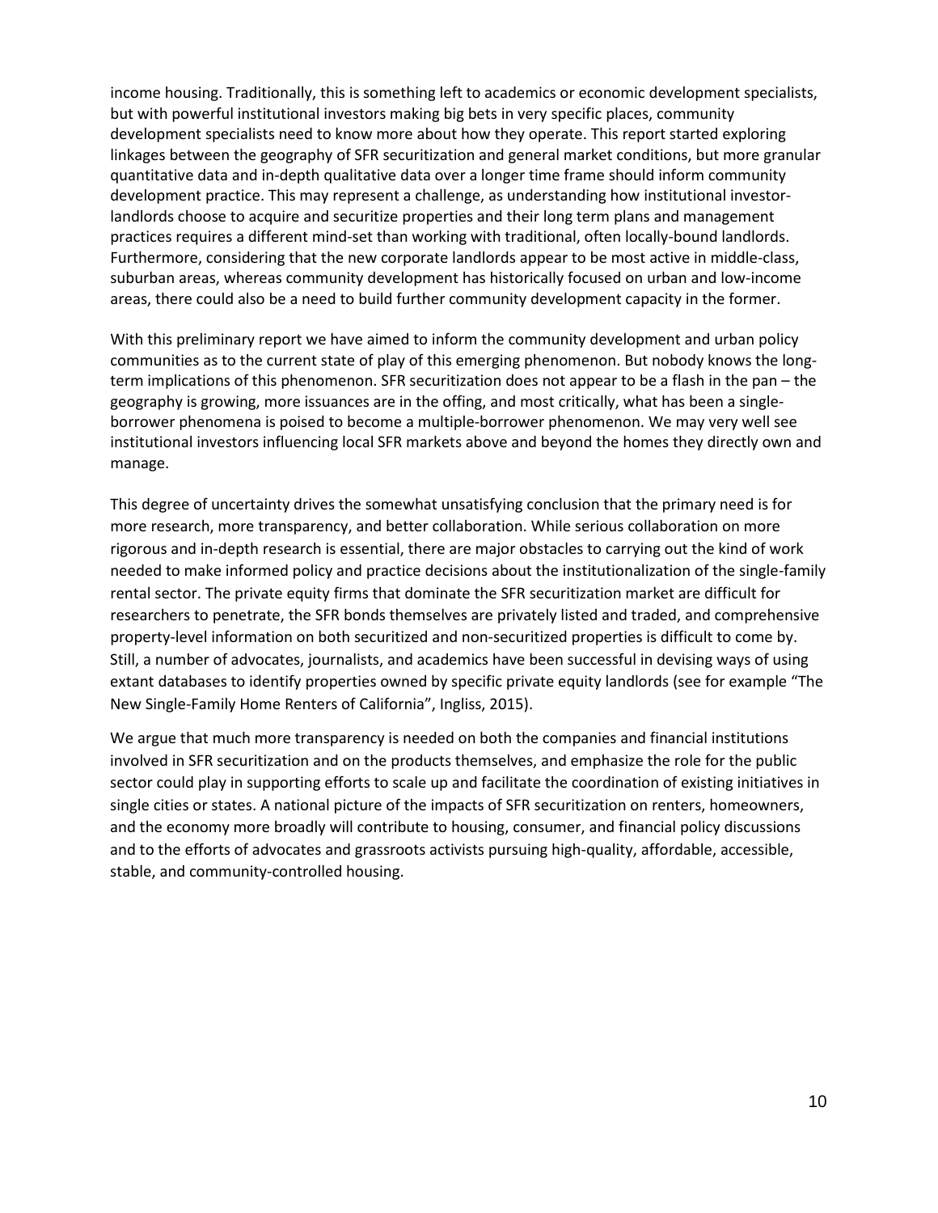income housing. Traditionally, this is something left to academics or economic development specialists, but with powerful institutional investors making big bets in very specific places, community development specialists need to know more about how they operate. This report started exploring linkages between the geography of SFR securitization and general market conditions, but more granular quantitative data and in-depth qualitative data over a longer time frame should inform community development practice. This may represent a challenge, as understanding how institutional investor-landlords choose to acquire and securitize properties and their long term plans and management practices requires a different mind-set than working with traditional, often locally-bound landlords. Furthermore, considering that the new corporate landlords appear to be most active in middle-class, suburban areas, whereas community development has historically focused on urban and low-income areas, there could also be a need to build further community development capacity in the former.

With this preliminary report we have aimed to inform the community development and urban policy communities as to the current state of play of this emerging phenomenon. But nobody knows the long-term implications of this phenomenon. SFR securitization does not appear to be a flash in the pan – the geography is growing, more issuances are in the offing, and most critically, what has been a single-borrower phenomena is poised to become a multiple-borrower phenomenon. We may very well see institutional investors influencing local SFR markets above and beyond the homes they directly own and manage.

This degree of uncertainty drives the somewhat unsatisfying conclusion that the primary need is for more research, more transparency, and better collaboration. While serious collaboration on more rigorous and in-depth research is essential, there are major obstacles to carrying out the kind of work needed to make informed policy and practice decisions about the institutionalization of the single-family rental sector. The private equity firms that dominate the SFR securitization market are difficult for researchers to penetrate, the SFR bonds themselves are privately listed and traded, and comprehensive property-level information on both securitized and non-securitized properties is difficult to come by. Still, a number of advocates, journalists, and academics have been successful in devising ways of using extant databases to identify properties owned by specific private equity landlords (see for example "The New Single-Family Home Renters of California", Ingliss, 2015).

We argue that much more transparency is needed on both the companies and financial institutions involved in SFR securitization and on the products themselves, and emphasize the role for the public sector could play in supporting efforts to scale up and facilitate the coordination of existing initiatives in single cities or states. A national picture of the impacts of SFR securitization on renters, homeowners, and the economy more broadly will contribute to housing, consumer, and financial policy discussions and to the efforts of advocates and grassroots activists pursuing high-quality, affordable, accessible, stable, and community-controlled housing.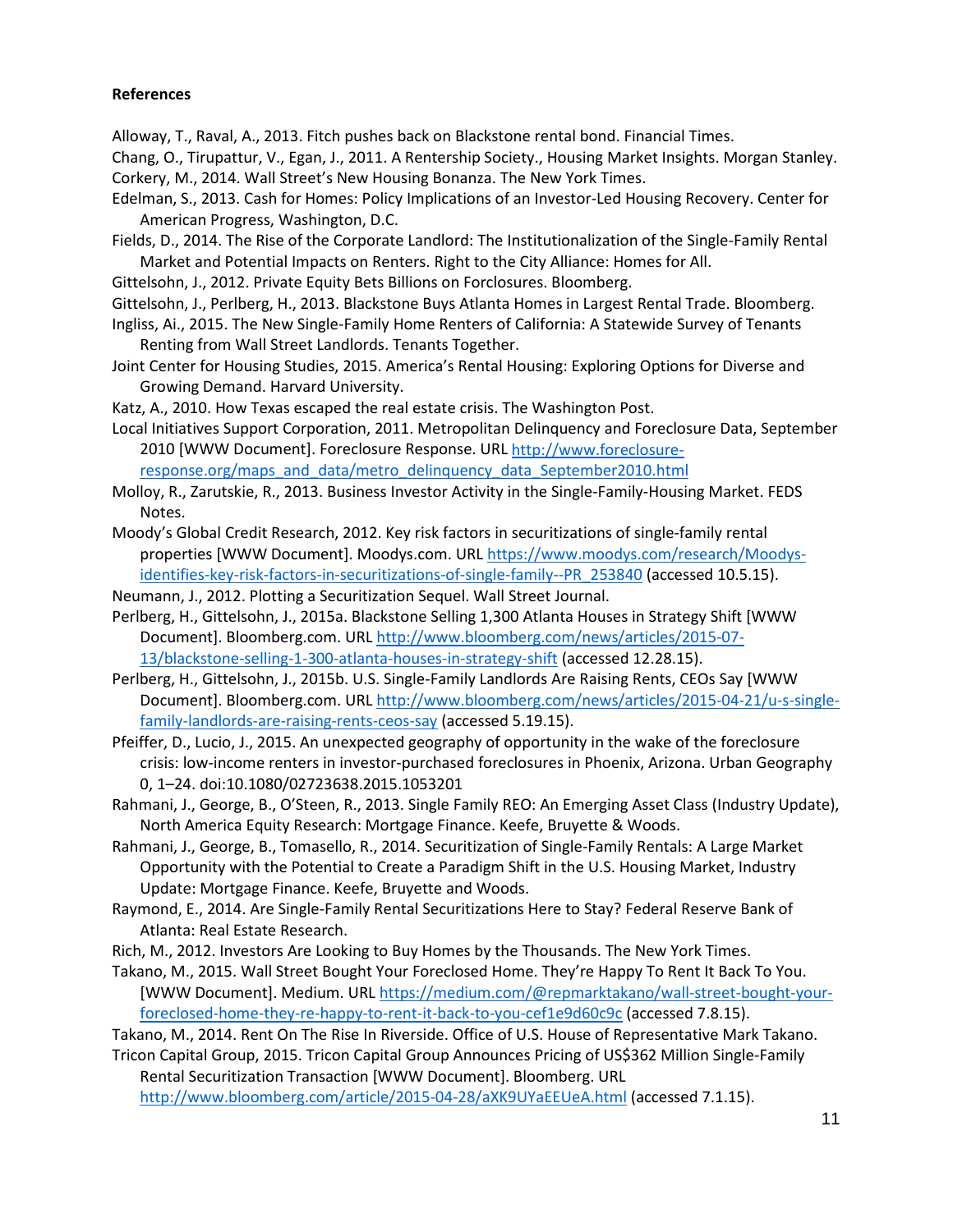**References**

Alloway, T., Raval, A., 2013. Fitch pushes back on Blackstone rental bond. Financial Times.

Chang, O., Tirupattur, V., Egan, J., 2011. A Rentership Society., Housing Market Insights. Morgan Stanley.

Corkery, M., 2014. Wall Street's New Housing Bonanza. The New York Times.

Edelman, S., 2013. Cash for Homes: Policy Implications of an Investor-Led Housing Recovery. Center for American Progress, Washington, D.C.

Fields, D., 2014. The Rise of the Corporate Landlord: The Institutionalization of the Single-Family Rental Market and Potential Impacts on Renters. Right to the City Alliance: Homes for All.

Gittelsohn, J., 2012. Private Equity Bets Billions on Forclosures. Bloomberg.

Gittelsohn, J., Perlberg, H., 2013. Blackstone Buys Atlanta Homes in Largest Rental Trade. Bloomberg.

Ingliss, Ai., 2015. The New Single-Family Home Renters of California: A Statewide Survey of Tenants Renting from Wall Street Landlords. Tenants Together.

Joint Center for Housing Studies, 2015. America's Rental Housing: Exploring Options for Diverse and Growing Demand. Harvard University.

Katz, A., 2010. How Texas escaped the real estate crisis. The Washington Post.

Local Initiatives Support Corporation, 2011. Metropolitan Delinquency and Foreclosure Data, September 2010 [WWW Document]. Foreclosure Response. URL http://www.foreclosure-response.org/maps_and_data/metro_delinquency_data_September2010.html

Molloy, R., Zarutskie, R., 2013. Business Investor Activity in the Single-Family-Housing Market. FEDS Notes.

Moody's Global Credit Research, 2012. Key risk factors in securitizations of single-family rental properties [WWW Document]. Moodys.com. URL https://www.moodys.com/research/Moodys-identifies-key-risk-factors-in-securitizations-of-single-family--PR_253840 (accessed 10.5.15).

Neumann, J., 2012. Plotting a Securitization Sequel. Wall Street Journal.

Perlberg, H., Gittelsohn, J., 2015a. Blackstone Selling 1,300 Atlanta Houses in Strategy Shift [WWW Document]. Bloomberg.com. URL http://www.bloomberg.com/news/articles/2015-07-13/blackstone-selling-1-300-atlanta-houses-in-strategy-shift (accessed 12.28.15).

Perlberg, H., Gittelsohn, J., 2015b. U.S. Single-Family Landlords Are Raising Rents, CEOs Say [WWW Document]. Bloomberg.com. URL http://www.bloomberg.com/news/articles/2015-04-21/u-s-single-family-landlords-are-raising-rents-ceos-say (accessed 5.19.15).

Pfeiffer, D., Lucio, J., 2015. An unexpected geography of opportunity in the wake of the foreclosure crisis: low-income renters in investor-purchased foreclosures in Phoenix, Arizona. Urban Geography 0, 1–24. doi:10.1080/02723638.2015.1053201

Rahmani, J., George, B., O'Steen, R., 2013. Single Family REO: An Emerging Asset Class (Industry Update), North America Equity Research: Mortgage Finance. Keefe, Bruyette & Woods.

Rahmani, J., George, B., Tomasello, R., 2014. Securitization of Single-Family Rentals: A Large Market Opportunity with the Potential to Create a Paradigm Shift in the U.S. Housing Market, Industry Update: Mortgage Finance. Keefe, Bruyette and Woods.

Raymond, E., 2014. Are Single-Family Rental Securitizations Here to Stay? Federal Reserve Bank of Atlanta: Real Estate Research.

Rich, M., 2012. Investors Are Looking to Buy Homes by the Thousands. The New York Times.

Takano, M., 2015. Wall Street Bought Your Foreclosed Home. They're Happy To Rent It Back To You. [WWW Document]. Medium. URL https://medium.com/@repmarktakano/wall-street-bought-your-foreclosed-home-they-re-happy-to-rent-it-back-to-you-cef1e9d60c9c (accessed 7.8.15).

Takano, M., 2014. Rent On The Rise In Riverside. Office of U.S. House of Representative Mark Takano.

Tricon Capital Group, 2015. Tricon Capital Group Announces Pricing of US$362 Million Single-Family Rental Securitization Transaction [WWW Document]. Bloomberg. URL http://www.bloomberg.com/article/2015-04-28/aXK9UYaEEUeA.html (accessed 7.1.15).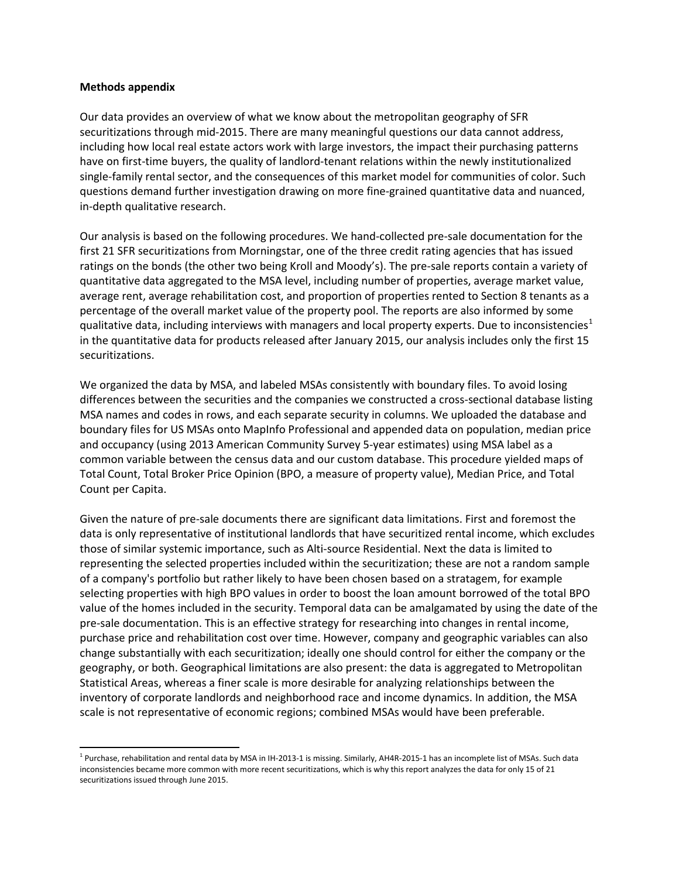**Methods appendix**

Our data provides an overview of what we know about the metropolitan geography of SFR securitizations through mid-2015. There are many meaningful questions our data cannot address, including how local real estate actors work with large investors, the impact their purchasing patterns have on first-time buyers, the quality of landlord-tenant relations within the newly institutionalized single-family rental sector, and the consequences of this market model for communities of color. Such questions demand further investigation drawing on more fine-grained quantitative data and nuanced, in-depth qualitative research.

Our analysis is based on the following procedures. We hand-collected pre-sale documentation for the first 21 SFR securitizations from Morningstar, one of the three credit rating agencies that has issued ratings on the bonds (the other two being Kroll and Moody's). The pre-sale reports contain a variety of quantitative data aggregated to the MSA level, including number of properties, average market value, average rent, average rehabilitation cost, and proportion of properties rented to Section 8 tenants as a percentage of the overall market value of the property pool. The reports are also informed by some qualitative data, including interviews with managers and local property experts. Due to inconsistencies[1] in the quantitative data for products released after January 2015, our analysis includes only the first 15 securitizations.

We organized the data by MSA, and labeled MSAs consistently with boundary files. To avoid losing differences between the securities and the companies we constructed a cross-sectional database listing MSA names and codes in rows, and each separate security in columns. We uploaded the database and boundary files for US MSAs onto MapInfo Professional and appended data on population, median price and occupancy (using 2013 American Community Survey 5-year estimates) using MSA label as a common variable between the census data and our custom database. This procedure yielded maps of Total Count, Total Broker Price Opinion (BPO, a measure of property value), Median Price, and Total Count per Capita.

Given the nature of pre-sale documents there are significant data limitations. First and foremost the data is only representative of institutional landlords that have securitized rental income, which excludes those of similar systemic importance, such as Alti-source Residential. Next the data is limited to representing the selected properties included within the securitization; these are not a random sample of a company's portfolio but rather likely to have been chosen based on a stratagem, for example selecting properties with high BPO values in order to boost the loan amount borrowed of the total BPO value of the homes included in the security. Temporal data can be amalgamated by using the date of the pre-sale documentation. This is an effective strategy for researching into changes in rental income, purchase price and rehabilitation cost over time. However, company and geographic variables can also change substantially with each securitization; ideally one should control for either the company or the geography, or both. Geographical limitations are also present: the data is aggregated to Metropolitan Statistical Areas, whereas a finer scale is more desirable for analyzing relationships between the inventory of corporate landlords and neighborhood race and income dynamics. In addition, the MSA scale is not representative of economic regions; combined MSAs would have been preferable.

[1] Purchase, rehabilitation and rental data by MSA in IH-2013-1 is missing. Similarly, AH4R-2015-1 has an incomplete list of MSAs. Such data inconsistencies became more common with more recent securitizations, which is why this report analyzes the data for only 15 of 21 securitizations issued through June 2015.